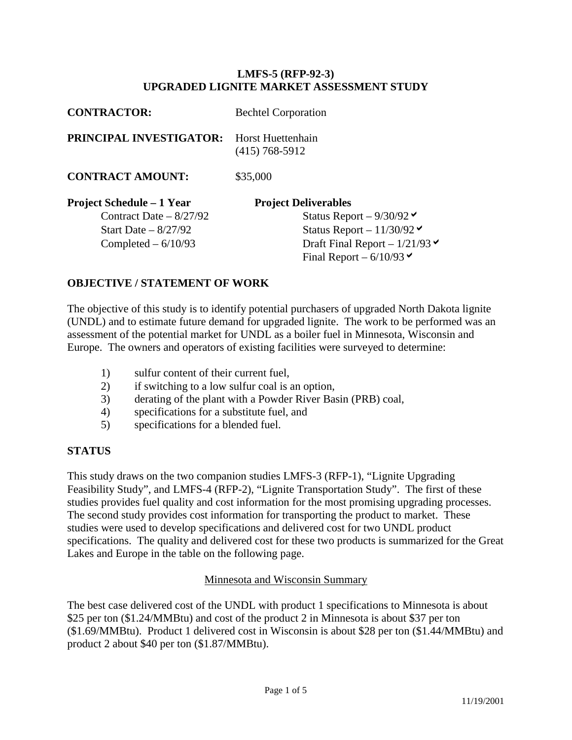# LMFS-5 (RFP-92-3)
# UPGRADED LIGNITE MARKET ASSESSMENT STUDY

**CONTRACTOR:** Bechtel Corporation

**PRINCIPAL INVESTIGATOR:** Horst Huettenhain
(415) 768-5912

**CONTRACT AMOUNT:** $35,000

| **Project Schedule – 1 Year** | **Project Deliverables** |
|---|---|
| Contract Date – 8/27/92 | Status Report – 9/30/92 ✔ |
| Start Date – 8/27/92 | Status Report – 11/30/92 ✔ |
| Completed – 6/10/93 | Draft Final Report – 1/21/93 ✔ |
| | Final Report – 6/10/93 ✔ |

## OBJECTIVE / STATEMENT OF WORK

The objective of this study is to identify potential purchasers of upgraded North Dakota lignite (UNDL) and to estimate future demand for upgraded lignite. The work to be performed was an assessment of the potential market for UNDL as a boiler fuel in Minnesota, Wisconsin and Europe. The owners and operators of existing facilities were surveyed to determine:

1) sulfur content of their current fuel,
2) if switching to a low sulfur coal is an option,
3) derating of the plant with a Powder River Basin (PRB) coal,
4) specifications for a substitute fuel, and
5) specifications for a blended fuel.

## STATUS

This study draws on the two companion studies LMFS-3 (RFP-1), "Lignite Upgrading Feasibility Study", and LMFS-4 (RFP-2), "Lignite Transportation Study". The first of these studies provides fuel quality and cost information for the most promising upgrading processes. The second study provides cost information for transporting the product to market. These studies were used to develop specifications and delivered cost for two UNDL product specifications. The quality and delivered cost for these two products is summarized for the Great Lakes and Europe in the table on the following page.

### Minnesota and Wisconsin Summary

The best case delivered cost of the UNDL with product 1 specifications to Minnesota is about $25 per ton ($1.24/MMBtu) and cost of the product 2 in Minnesota is about $37 per ton ($1.69/MMBtu). Product 1 delivered cost in Wisconsin is about $28 per ton ($1.44/MMBtu) and product 2 about $40 per ton ($1.87/MMBtu).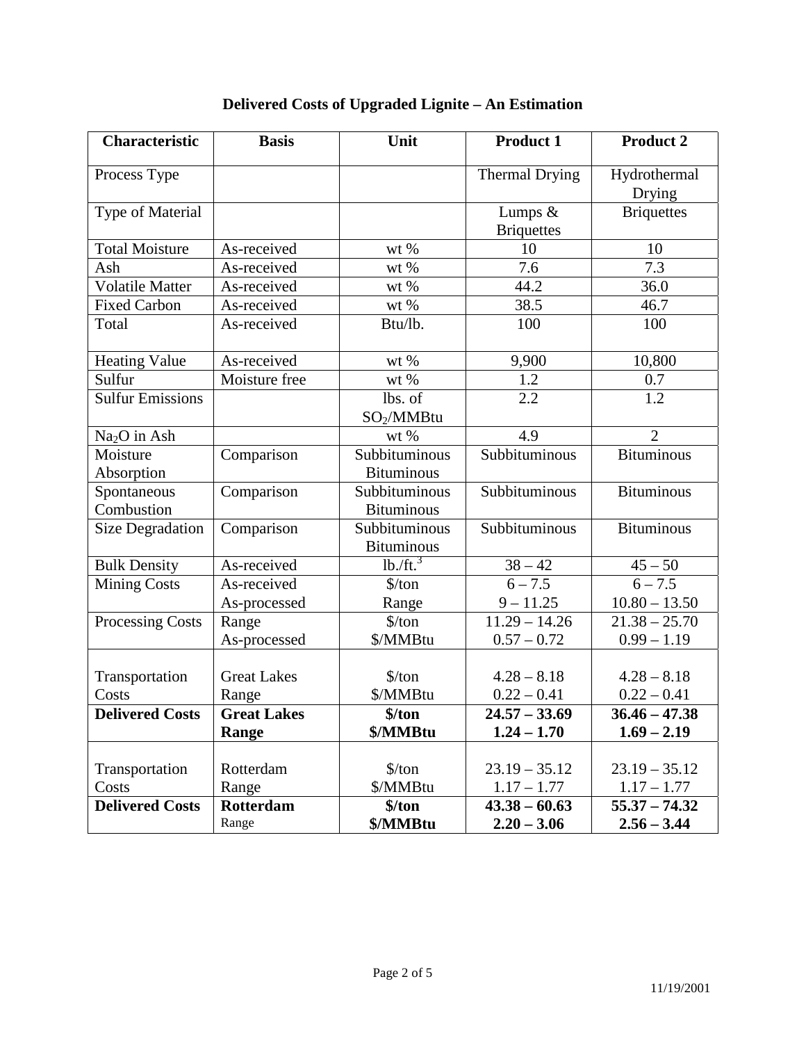# Delivered Costs of Upgraded Lignite – An Estimation

| Characteristic | Basis | Unit | Product 1 | Product 2 |
|---|---|---|---|---|
| Process Type | | | Thermal Drying | Hydrothermal Drying |
| Type of Material | | | Lumps & Briquettes | Briquettes |
| Total Moisture | As-received | wt % | 10 | 10 |
| Ash | As-received | wt % | 7.6 | 7.3 |
| Volatile Matter | As-received | wt % | 44.2 | 36.0 |
| Fixed Carbon | As-received | wt % | 38.5 | 46.7 |
| Total | As-received | Btu/lb. | 100 | 100 |
| Heating Value | As-received | wt % | 9,900 | 10,800 |
| Sulfur | Moisture free | wt % | 1.2 | 0.7 |
| Sulfur Emissions | | lbs. of $SO_2$/MMBtu | 2.2 | 1.2 |
| $Na_2O$ in Ash | | wt % | 4.9 | 2 |
| Moisture Absorption | Comparison | Subbituminous Bituminous | Subbituminous | Bituminous |
| Spontaneous Combustion | Comparison | Subbituminous Bituminous | Subbituminous | Bituminous |
| Size Degradation | Comparison | Subbituminous Bituminous | Subbituminous | Bituminous |
| Bulk Density | As-received | lb./ft.$^3$ | 38 – 42 | 45 – 50 |
| Mining Costs | As-received<br>As-processed | $/ton<br>Range | 6 – 7.5<br>9 – 11.25 | 6 – 7.5<br>10.80 – 13.50 |
| Processing Costs | Range<br>As-processed | $/ton<br>$/MMBtu | 11.29 – 14.26<br>0.57 – 0.72 | 21.38 – 25.70<br>0.99 – 1.19 |
| Transportation Costs | Great Lakes<br>Range | $/ton<br>$/MMBtu | 4.28 – 8.18<br>0.22 – 0.41 | 4.28 – 8.18<br>0.22 – 0.41 |
| **Delivered Costs** | **Great Lakes<br>Range** | **$/ton<br>$/MMBtu** | **24.57 – 33.69<br>1.24 – 1.70** | **36.46 – 47.38<br>1.69 – 2.19** |
| Transportation Costs | Rotterdam<br>Range | $/ton<br>$/MMBtu | 23.19 – 35.12<br>1.17 – 1.77 | 23.19 – 35.12<br>1.17 – 1.77 |
| **Delivered Costs** | **Rotterdam**<br>Range | **$/ton<br>$/MMBtu** | **43.38 – 60.63<br>2.20 – 3.06** | **55.37 – 74.32<br>2.56 – 3.44** |

11/19/2001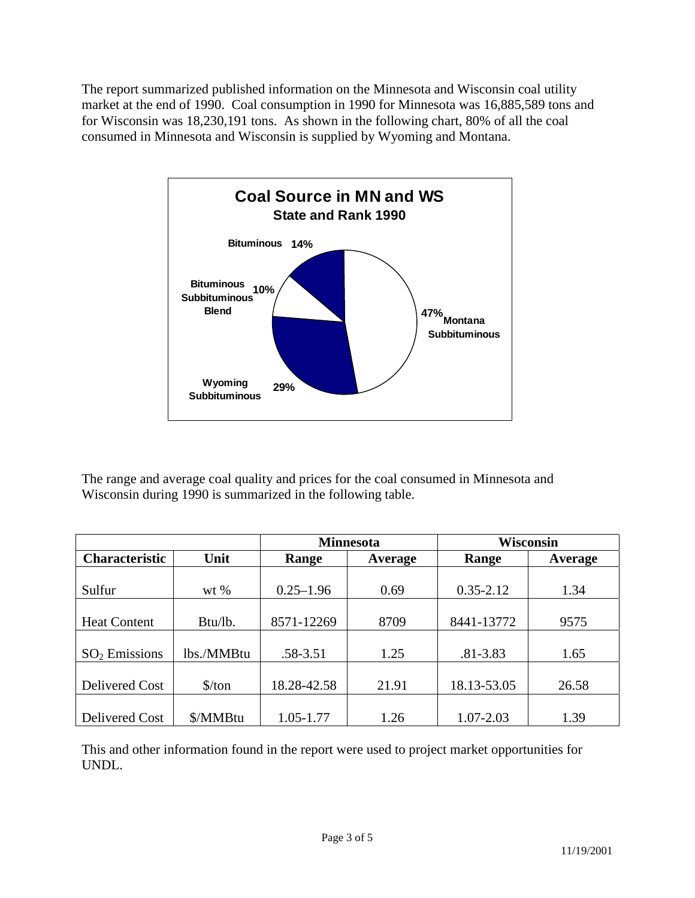The report summarized published information on the Minnesota and Wisconsin coal utility market at the end of 1990. Coal consumption in 1990 for Minnesota was 16,885,589 tons and for Wisconsin was 18,230,191 tons. As shown in the following chart, 80% of all the coal consumed in Minnesota and Wisconsin is supplied by Wyoming and Montana.

**Coal Source in MN and WS**
**State and Rank 1990**

- Montana Subbituminous 47%
- Wyoming Subbituminous 29%
- Bituminous Subbituminous Blend 10%
- Bituminous 14%

The range and average coal quality and prices for the coal consumed in Minnesota and Wisconsin during 1990 is summarized in the following table.

| | | Minnesota | | Wisconsin | |
|---|---|---|---|---|---|
| **Characteristic** | **Unit** | **Range** | **Average** | **Range** | **Average** |
| Sulfur | wt % | 0.25–1.96 | 0.69 | 0.35-2.12 | 1.34 |
| Heat Content | Btu/lb. | 8571-12269 | 8709 | 8441-13772 | 9575 |
| $SO_2$ Emissions | lbs./MMBtu | .58-3.51 | 1.25 | .81-3.83 | 1.65 |
| Delivered Cost | $/ton | 18.28-42.58 | 21.91 | 18.13-53.05 | 26.58 |
| Delivered Cost | $/MMBtu | 1.05-1.77 | 1.26 | 1.07-2.03 | 1.39 |

This and other information found in the report were used to project market opportunities for UNDL.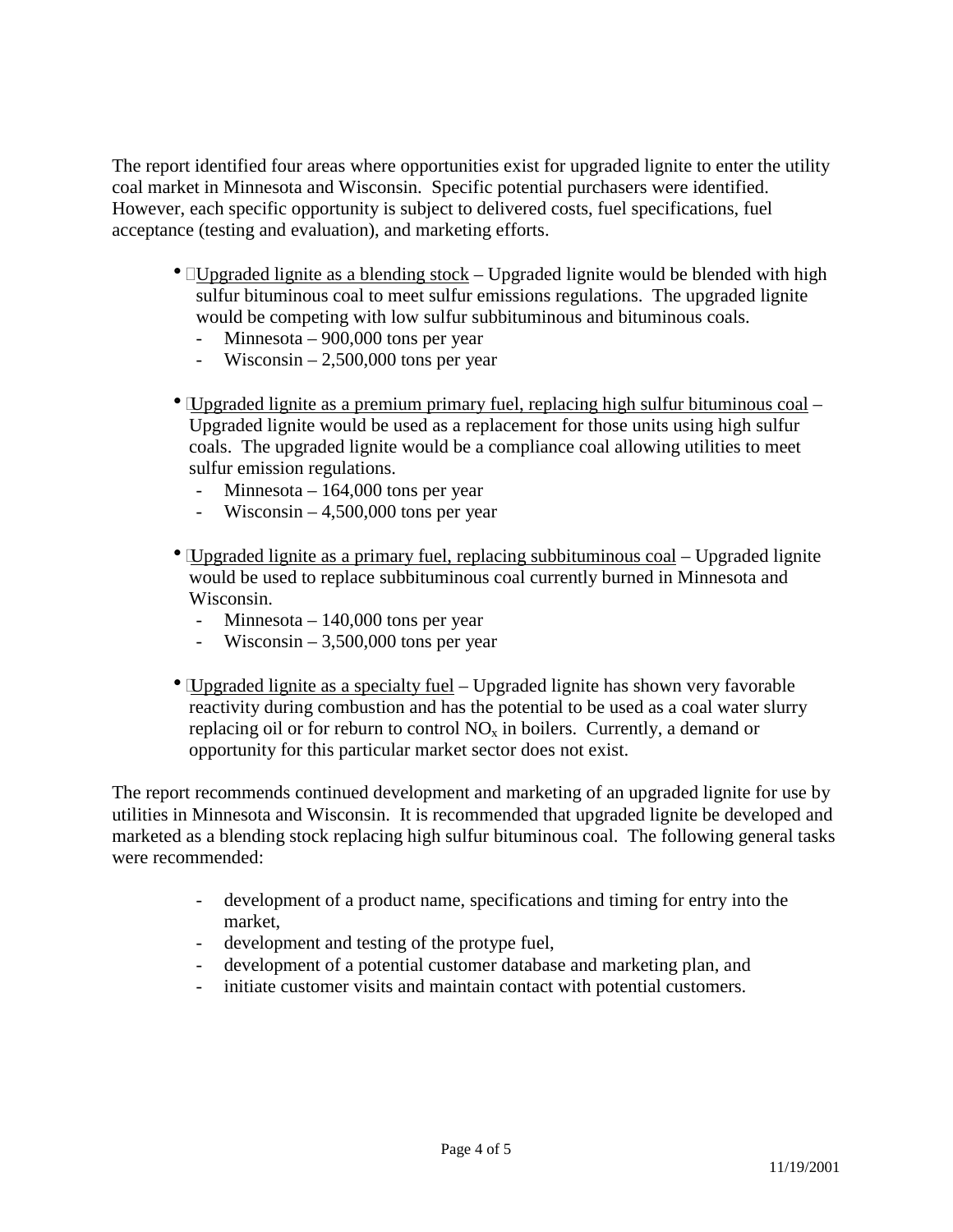The report identified four areas where opportunities exist for upgraded lignite to enter the utility coal market in Minnesota and Wisconsin. Specific potential purchasers were identified. However, each specific opportunity is subject to delivered costs, fuel specifications, fuel acceptance (testing and evaluation), and marketing efforts.

- <u>Upgraded lignite as a blending stock</u> – Upgraded lignite would be blended with high sulfur bituminous coal to meet sulfur emissions regulations. The upgraded lignite would be competing with low sulfur subbituminous and bituminous coals.
  - Minnesota – 900,000 tons per year
  - Wisconsin – 2,500,000 tons per year

- <u>Upgraded lignite as a premium primary fuel, replacing high sulfur bituminous coal</u> – Upgraded lignite would be used as a replacement for those units using high sulfur coals. The upgraded lignite would be a compliance coal allowing utilities to meet sulfur emission regulations.
  - Minnesota – 164,000 tons per year
  - Wisconsin – 4,500,000 tons per year

- <u>Upgraded lignite as a primary fuel, replacing subbituminous coal</u> – Upgraded lignite would be used to replace subbituminous coal currently burned in Minnesota and Wisconsin.
  - Minnesota – 140,000 tons per year
  - Wisconsin – 3,500,000 tons per year

- <u>Upgraded lignite as a specialty fuel</u> – Upgraded lignite has shown very favorable reactivity during combustion and has the potential to be used as a coal water slurry replacing oil or for reburn to control $NO_x$ in boilers. Currently, a demand or opportunity for this particular market sector does not exist.

The report recommends continued development and marketing of an upgraded lignite for use by utilities in Minnesota and Wisconsin. It is recommended that upgraded lignite be developed and marketed as a blending stock replacing high sulfur bituminous coal. The following general tasks were recommended:

- development of a product name, specifications and timing for entry into the market,
- development and testing of the protype fuel,
- development of a potential customer database and marketing plan, and
- initiate customer visits and maintain contact with potential customers.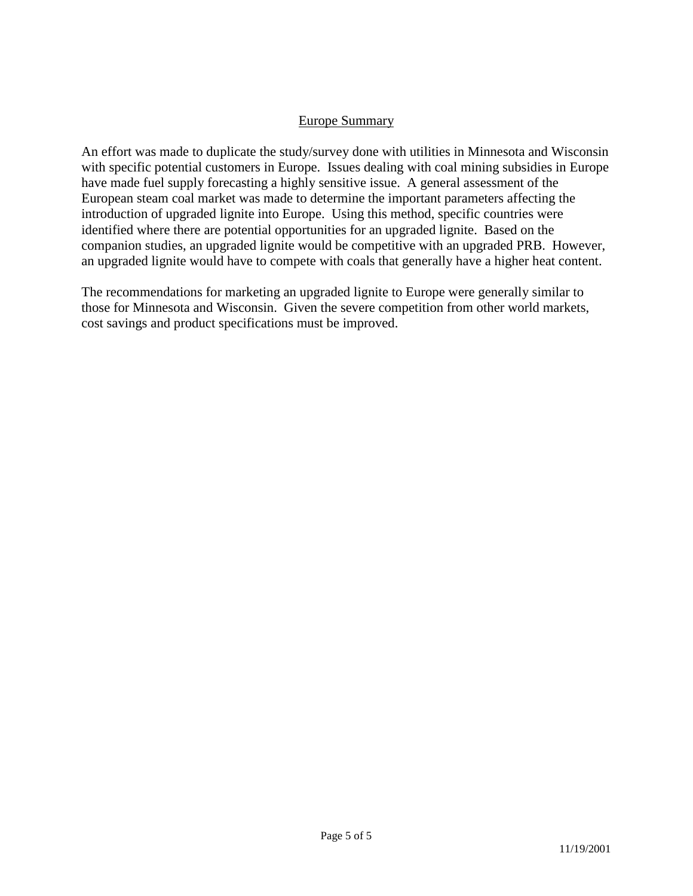## Europe Summary

An effort was made to duplicate the study/survey done with utilities in Minnesota and Wisconsin with specific potential customers in Europe. Issues dealing with coal mining subsidies in Europe have made fuel supply forecasting a highly sensitive issue. A general assessment of the European steam coal market was made to determine the important parameters affecting the introduction of upgraded lignite into Europe. Using this method, specific countries were identified where there are potential opportunities for an upgraded lignite. Based on the companion studies, an upgraded lignite would be competitive with an upgraded PRB. However, an upgraded lignite would have to compete with coals that generally have a higher heat content.

The recommendations for marketing an upgraded lignite to Europe were generally similar to those for Minnesota and Wisconsin. Given the severe competition from other world markets, cost savings and product specifications must be improved.